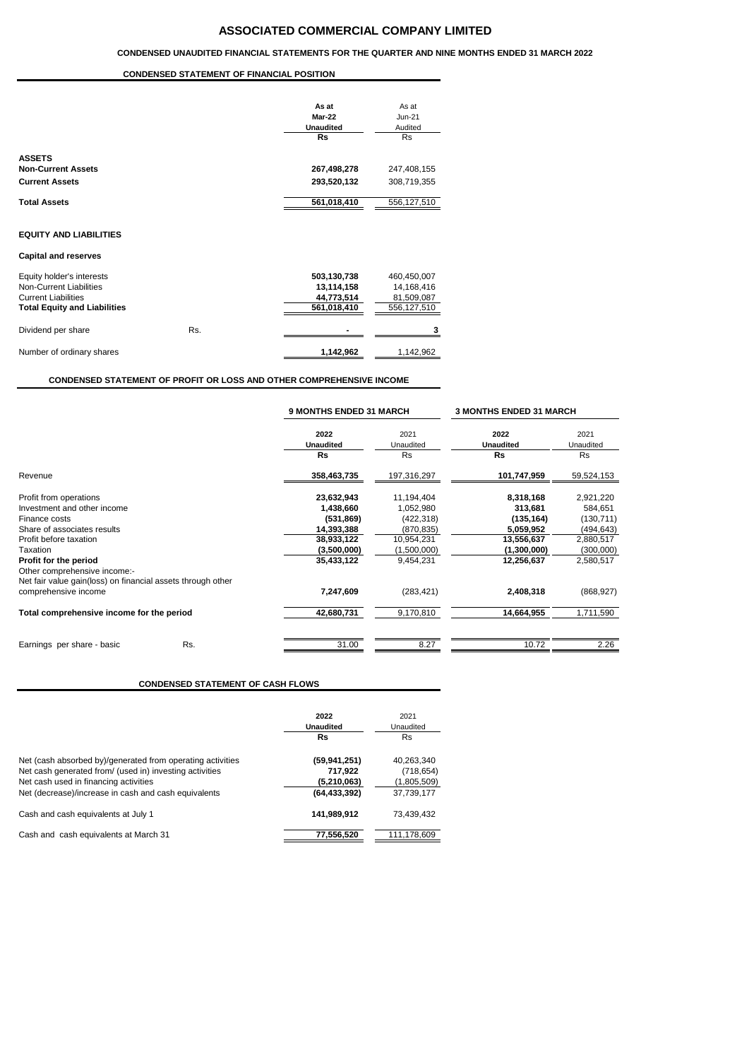# ASSOCIATED COMMERCIAL COMPANY LIMITED

**CONDENSED UNAUDITED FINANCIAL STATEMENTS FOR THE QUARTER AND NINE MONTHS ENDED 31 MARCH 2022**

## CONDENSED STATEMENT OF FINANCIAL POSITION

| | | As at Mar-22 Unaudited | As at Jun-21 Audited |
|---|---|---|---|
| | | **Rs** | Rs |
| **ASSETS** | | | |
| **Non-Current Assets** | | **267,498,278** | 247,408,155 |
| **Current Assets** | | **293,520,132** | 308,719,355 |
| **Total Assets** | | **561,018,410** | 556,127,510 |
| **EQUITY AND LIABILITIES** | | | |
| **Capital and reserves** | | | |
| Equity holder's interests | | **503,130,738** | 460,450,007 |
| Non-Current Liabilities | | **13,114,158** | 14,168,416 |
| Current Liabilities | | **44,773,514** | 81,509,087 |
| **Total Equity and Liabilities** | | **561,018,410** | 556,127,510 |
| Dividend per share | Rs. | **-** | **3** |
| Number of ordinary shares | | **1,142,962** | 1,142,962 |

## CONDENSED STATEMENT OF PROFIT OR LOSS AND OTHER COMPREHENSIVE INCOME

| | | 9 MONTHS ENDED 31 MARCH | | 3 MONTHS ENDED 31 MARCH | |
|---|---|---|---|---|---|
| | | **2022 Unaudited** | 2021 Unaudited | **2022 Unaudited** | 2021 Unaudited |
| | | **Rs** | Rs | **Rs** | Rs |
| Revenue | | **358,463,735** | 197,316,297 | **101,747,959** | 59,524,153 |
| Profit from operations | | **23,632,943** | 11,194,404 | **8,318,168** | 2,921,220 |
| Investment and other income | | **1,438,660** | 1,052,980 | **313,681** | 584,651 |
| Finance costs | | **(531,869)** | (422,318) | **(135,164)** | (130,711) |
| Share of associates results | | **14,393,388** | (870,835) | **5,059,952** | (494,643) |
| Profit before taxation | | **38,933,122** | 10,954,231 | **13,556,637** | 2,880,517 |
| Taxation | | **(3,500,000)** | (1,500,000) | **(1,300,000)** | (300,000) |
| **Profit for the period** | | **35,433,122** | 9,454,231 | **12,256,637** | 2,580,517 |
| Other comprehensive income:- | | | | | |
| Net fair value gain(loss) on financial assets through other comprehensive income | | **7,247,609** | (283,421) | **2,408,318** | (868,927) |
| **Total comprehensive income for the period** | | **42,680,731** | 9,170,810 | **14,664,955** | 1,711,590 |
| Earnings per share - basic | Rs. | 31.00 | 8.27 | 10.72 | 2.26 |

## CONDENSED STATEMENT OF CASH FLOWS

| | **2022 Unaudited** | 2021 Unaudited |
|---|---|---|
| | **Rs** | Rs |
| Net (cash absorbed by)/generated from operating activities | **(59,941,251)** | 40,263,340 |
| Net cash generated from/ (used in) investing activities | **717,922** | (718,654) |
| Net cash used in financing activities | **(5,210,063)** | (1,805,509) |
| Net (decrease)/increase in cash and cash equivalents | **(64,433,392)** | 37,739,177 |
| Cash and cash equivalents at July 1 | **141,989,912** | 73,439,432 |
| Cash and cash equivalents at March 31 | **77,556,520** | 111,178,609 |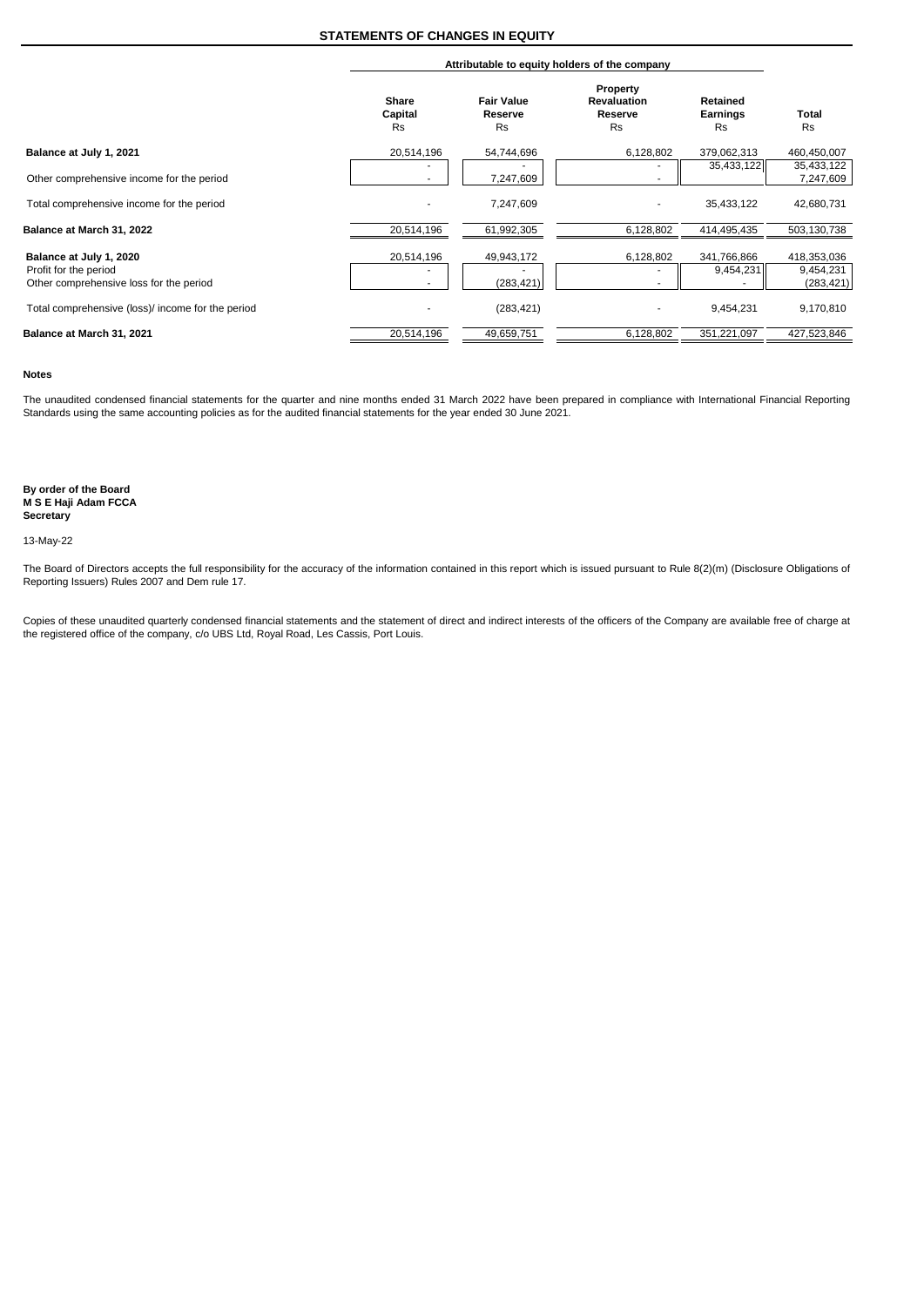## STATEMENTS OF CHANGES IN EQUITY

| | Attributable to equity holders of the company | | | | |
|---|---|---|---|---|---|
| | Share Capital Rs | Fair Value Reserve Rs | Property Revaluation Reserve Rs | Retained Earnings Rs | Total Rs |
| **Balance at July 1, 2021** | 20,514,196 | 54,744,696 | 6,128,802 | 379,062,313 | 460,450,007 |
| | - | - | - | 35,433,122 | 35,433,122 |
| Other comprehensive income for the period | - | 7,247,609 | - | | 7,247,609 |
| Total comprehensive income for the period | - | 7,247,609 | - | 35,433,122 | 42,680,731 |
| **Balance at March 31, 2022** | 20,514,196 | 61,992,305 | 6,128,802 | 414,495,435 | 503,130,738 |
| **Balance at July 1, 2020** | 20,514,196 | 49,943,172 | 6,128,802 | 341,766,866 | 418,353,036 |
| Profit for the period | - | - | - | 9,454,231 | 9,454,231 |
| Other comprehensive loss for the period | - | (283,421) | - | - | (283,421) |
| Total comprehensive (loss)/ income for the period | - | (283,421) | - | 9,454,231 | 9,170,810 |
| **Balance at March 31, 2021** | 20,514,196 | 49,659,751 | 6,128,802 | 351,221,097 | 427,523,846 |

**Notes**

The unaudited condensed financial statements for the quarter and nine months ended 31 March 2022 have been prepared in compliance with International Financial Reporting Standards using the same accounting policies as for the audited financial statements for the year ended 30 June 2021.

**By order of the Board**
**M S E Haji Adam FCCA**
**Secretary**

13-May-22

The Board of Directors accepts the full responsibility for the accuracy of the information contained in this report which is issued pursuant to Rule 8(2)(m) (Disclosure Obligations of Reporting Issuers) Rules 2007 and Dem rule 17.

Copies of these unaudited quarterly condensed financial statements and the statement of direct and indirect interests of the officers of the Company are available free of charge at the registered office of the company, c/o UBS Ltd, Royal Road, Les Cassis, Port Louis.